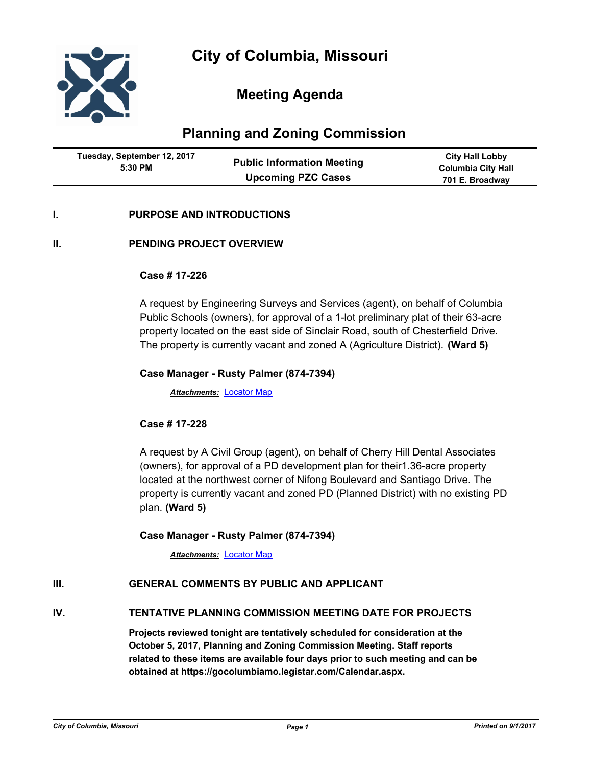# City of Columbia, Missouri

## Meeting Agenda

## Planning and Zoning Commission

| Tuesday, September 12, 2017 5:30 PM | Public Information Meeting Upcoming PZC Cases | City Hall Lobby Columbia City Hall 701 E. Broadway |
|---|---|---|

## I. PURPOSE AND INTRODUCTIONS

## II. PENDING PROJECT OVERVIEW

**Case # 17-226**

A request by Engineering Surveys and Services (agent), on behalf of Columbia Public Schools (owners), for approval of a 1-lot preliminary plat of their 63-acre property located on the east side of Sinclair Road, south of Chesterfield Drive. The property is currently vacant and zoned A (Agriculture District). **(Ward 5)**

**Case Manager - Rusty Palmer (874-7394)**

***Attachments:*** Locator Map

**Case # 17-228**

A request by A Civil Group (agent), on behalf of Cherry Hill Dental Associates (owners), for approval of a PD development plan for their1.36-acre property located at the northwest corner of Nifong Boulevard and Santiago Drive. The property is currently vacant and zoned PD (Planned District) with no existing PD plan. **(Ward 5)**

**Case Manager - Rusty Palmer (874-7394)**

***Attachments:*** Locator Map

## III. GENERAL COMMENTS BY PUBLIC AND APPLICANT

## IV. TENTATIVE PLANNING COMMISSION MEETING DATE FOR PROJECTS

**Projects reviewed tonight are tentatively scheduled for consideration at the October 5, 2017, Planning and Zoning Commission Meeting. Staff reports related to these items are available four days prior to such meeting and can be obtained at https://gocolumbiamo.legistar.com/Calendar.aspx.**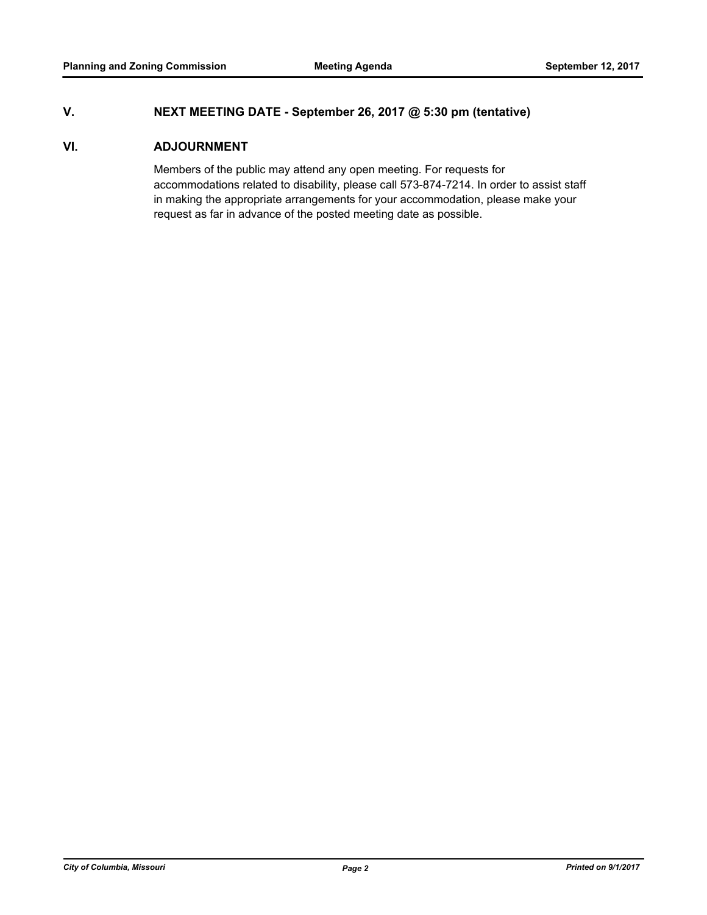## V. NEXT MEETING DATE - September 26, 2017 @ 5:30 pm (tentative)

## VI. ADJOURNMENT

Members of the public may attend any open meeting. For requests for accommodations related to disability, please call 573-874-7214. In order to assist staff in making the appropriate arrangements for your accommodation, please make your request as far in advance of the posted meeting date as possible.